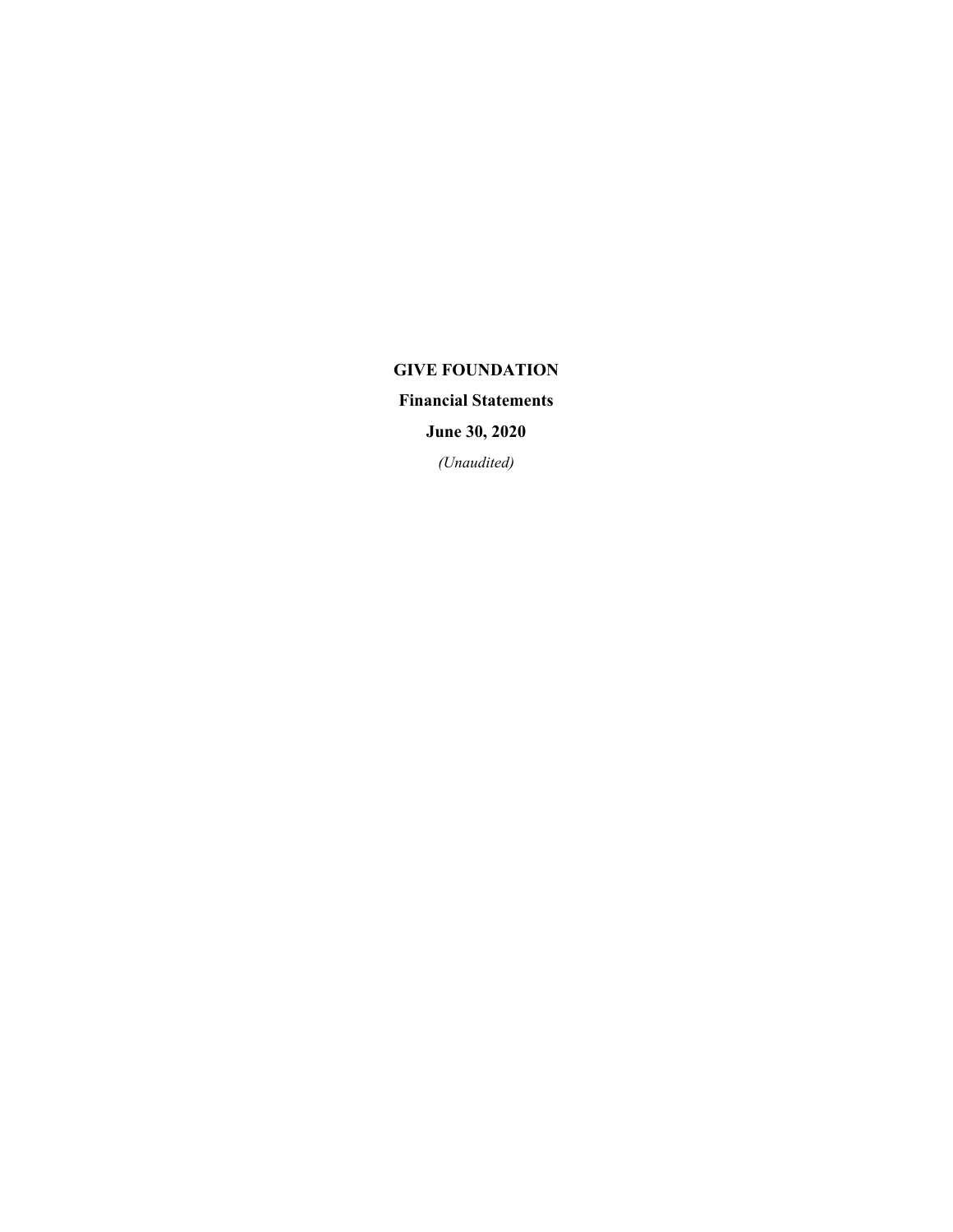# GIVE FOUNDATION

**Financial Statements**

**June 30, 2020**

*(Unaudited)*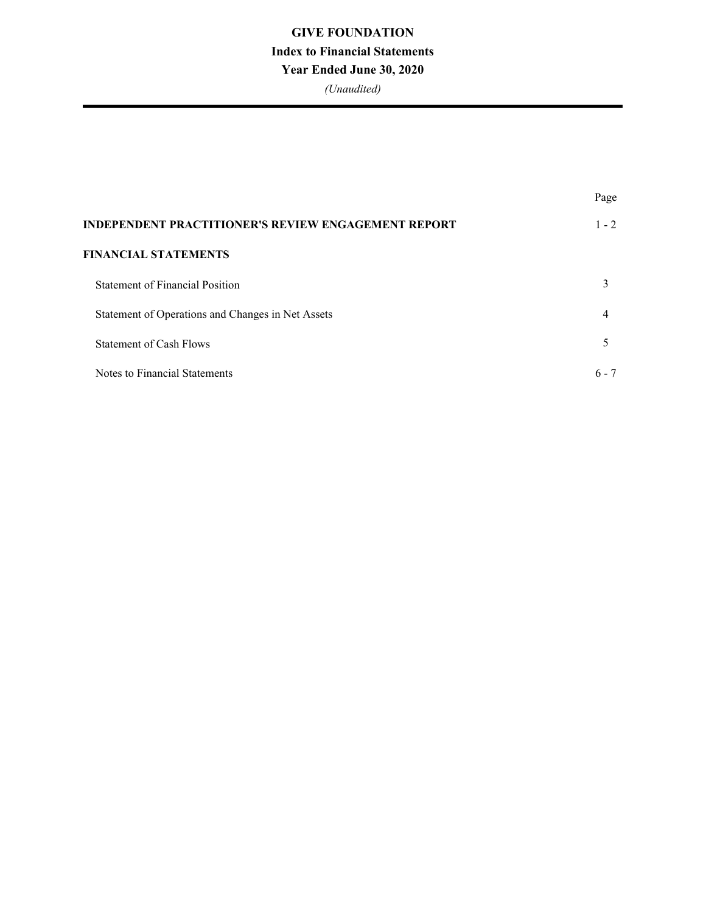# GIVE FOUNDATION

## Index to Financial Statements

## Year Ended June 30, 2020

*(Unaudited)*

| | Page |
|---|---|
| **INDEPENDENT PRACTITIONER'S REVIEW ENGAGEMENT REPORT** | 1 - 2 |
| **FINANCIAL STATEMENTS** | |
| Statement of Financial Position | 3 |
| Statement of Operations and Changes in Net Assets | 4 |
| Statement of Cash Flows | 5 |
| Notes to Financial Statements | 6 - 7 |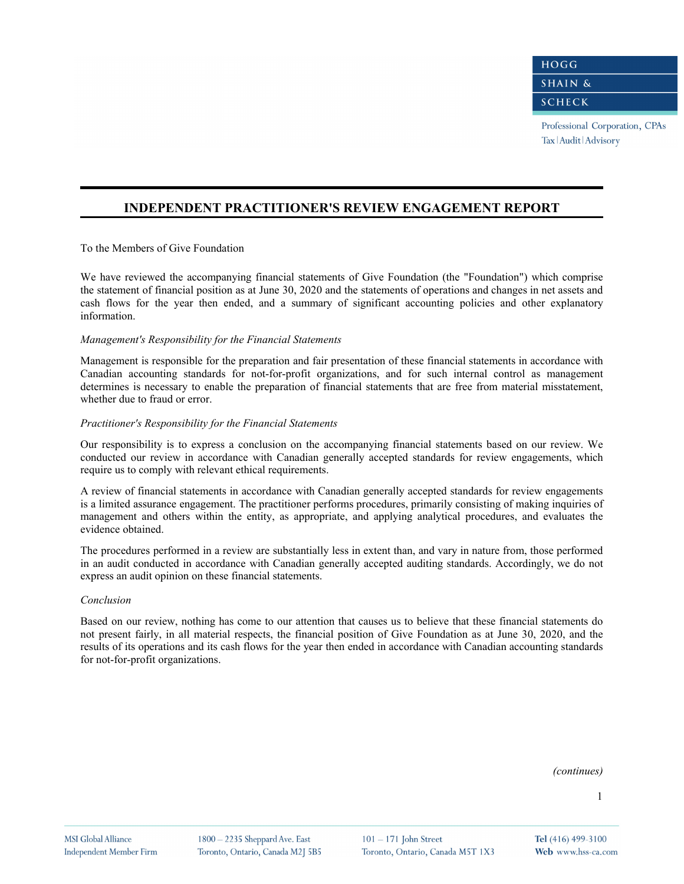# INDEPENDENT PRACTITIONER'S REVIEW ENGAGEMENT REPORT

To the Members of Give Foundation

We have reviewed the accompanying financial statements of Give Foundation (the "Foundation") which comprise the statement of financial position as at June 30, 2020 and the statements of operations and changes in net assets and cash flows for the year then ended, and a summary of significant accounting policies and other explanatory information.

*Management's Responsibility for the Financial Statements*

Management is responsible for the preparation and fair presentation of these financial statements in accordance with Canadian accounting standards for not-for-profit organizations, and for such internal control as management determines is necessary to enable the preparation of financial statements that are free from material misstatement, whether due to fraud or error.

*Practitioner's Responsibility for the Financial Statements*

Our responsibility is to express a conclusion on the accompanying financial statements based on our review. We conducted our review in accordance with Canadian generally accepted standards for review engagements, which require us to comply with relevant ethical requirements.

A review of financial statements in accordance with Canadian generally accepted standards for review engagements is a limited assurance engagement. The practitioner performs procedures, primarily consisting of making inquiries of management and others within the entity, as appropriate, and applying analytical procedures, and evaluates the evidence obtained.

The procedures performed in a review are substantially less in extent than, and vary in nature from, those performed in an audit conducted in accordance with Canadian generally accepted auditing standards. Accordingly, we do not express an audit opinion on these financial statements.

*Conclusion*

Based on our review, nothing has come to our attention that causes us to believe that these financial statements do not present fairly, in all material respects, the financial position of Give Foundation as at June 30, 2020, and the results of its operations and its cash flows for the year then ended in accordance with Canadian accounting standards for not-for-profit organizations.

*(continues)*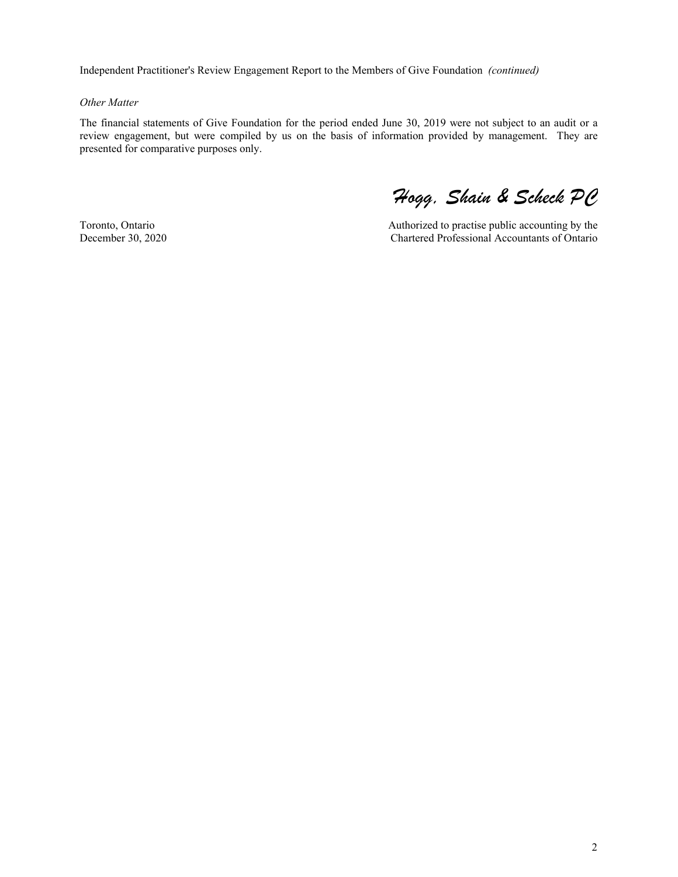Independent Practitioner's Review Engagement Report to the Members of Give Foundation *(continued)*

*Other Matter*

The financial statements of Give Foundation for the period ended June 30, 2019 were not subject to an audit or a review engagement, but were compiled by us on the basis of information provided by management. They are presented for comparative purposes only.

*Hogg, Shain & Scheck PC*

Toronto, Ontario
December 30, 2020

Authorized to practise public accounting by the
Chartered Professional Accountants of Ontario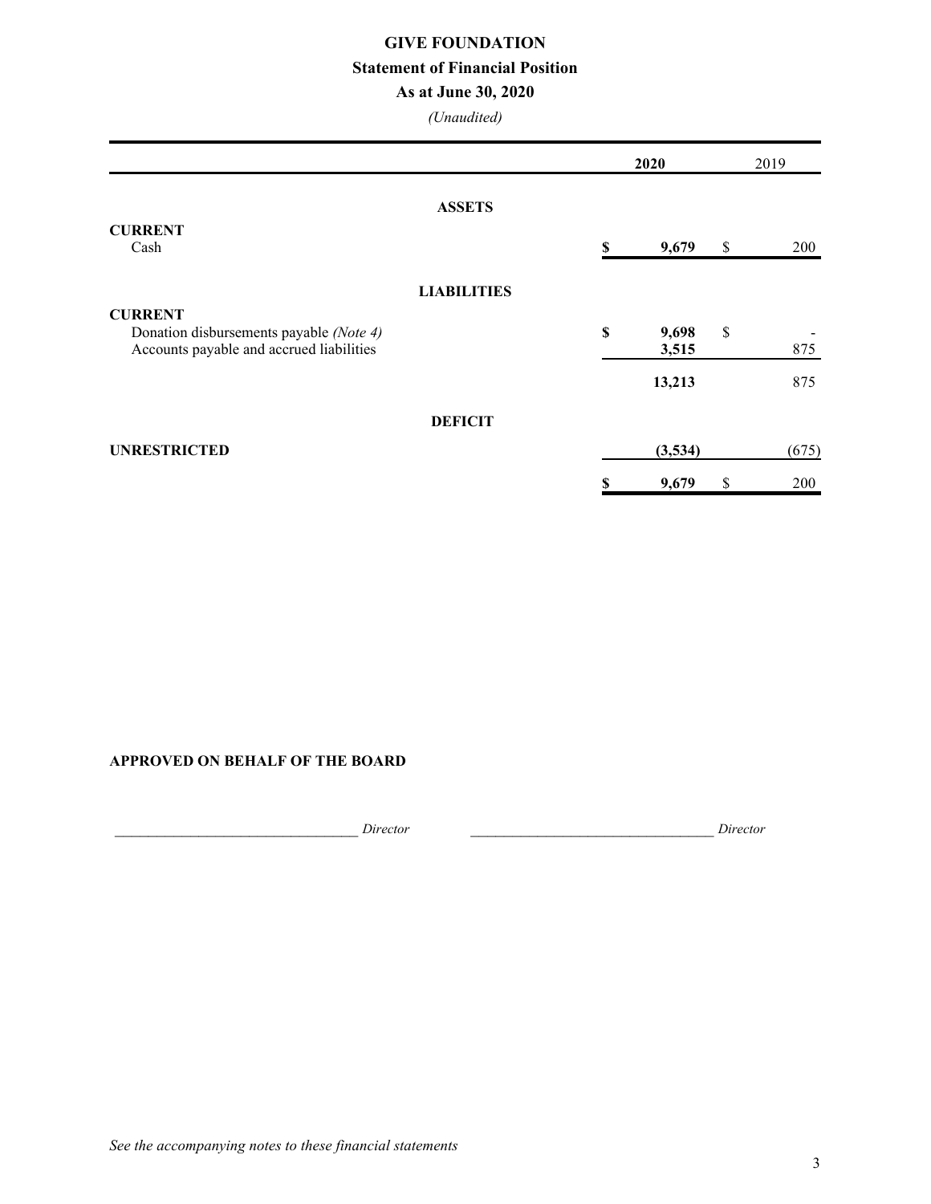# GIVE FOUNDATION

## Statement of Financial Position

### As at June 30, 2020

*(Unaudited)*

| | | 2020 | | 2019 |
|---|---|---|---|---|
| **ASSETS** | | | | |
| **CURRENT** | | | | |
| Cash | **$** | **9,679** | $ | 200 |
| **LIABILITIES** | | | | |
| **CURRENT** | | | | |
| Donation disbursements payable *(Note 4)* | **$** | **9,698** | $ | - |
| Accounts payable and accrued liabilities | | **3,515** | | 875 |
| | | **13,213** | | 875 |
| **DEFICIT** | | | | |
| **UNRESTRICTED** | | **(3,534)** | | (675) |
| | **$** | **9,679** | $ | 200 |

**APPROVED ON BEHALF OF THE BOARD**

\_\_\_\_\_\_\_\_\_\_\_\_\_\_\_\_\_\_\_\_\_\_\_\_\_\_\_\_\_\_\_\_\_\_ *Director* \_\_\_\_\_\_\_\_\_\_\_\_\_\_\_\_\_\_\_\_\_\_\_\_\_\_\_\_\_\_\_\_\_\_ *Director*

*See the accompanying notes to these financial statements*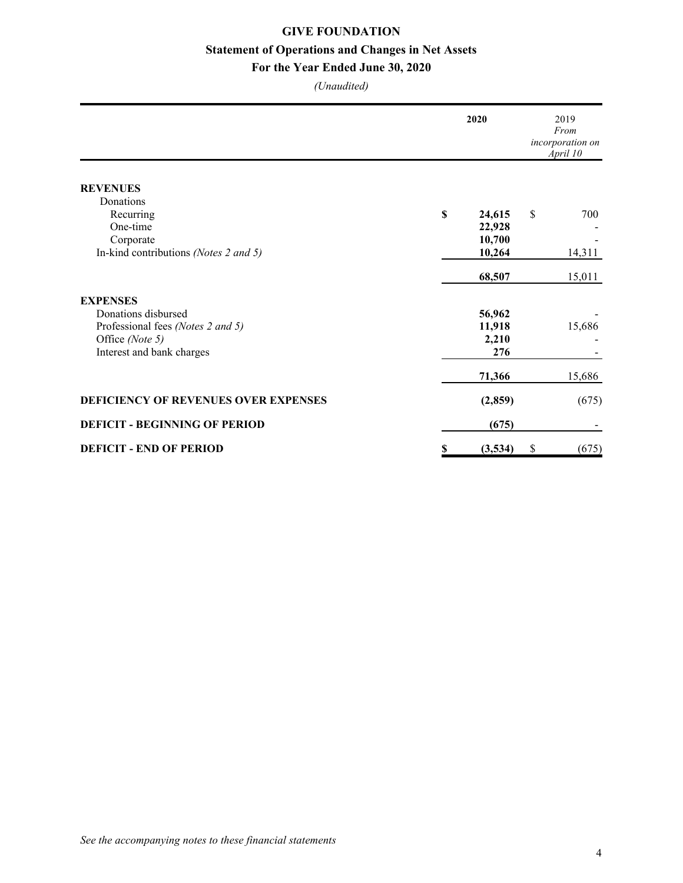# GIVE FOUNDATION

## Statement of Operations and Changes in Net Assets

## For the Year Ended June 30, 2020

*(Unaudited)*

| | 2020 | 2019 *From incorporation on April 10* |
|---|---|---|
| **REVENUES** | | |
| Donations | | |
| Recurring | **$ 24,615** | $ 700 |
| One-time | **22,928** | - |
| Corporate | **10,700** | - |
| In-kind contributions *(Notes 2 and 5)* | **10,264** | 14,311 |
| | **68,507** | 15,011 |
| **EXPENSES** | | |
| Donations disbursed | **56,962** | - |
| Professional fees *(Notes 2 and 5)* | **11,918** | 15,686 |
| Office *(Note 5)* | **2,210** | - |
| Interest and bank charges | **276** | - |
| | **71,366** | 15,686 |
| **DEFICIENCY OF REVENUES OVER EXPENSES** | **(2,859)** | (675) |
| **DEFICIT - BEGINNING OF PERIOD** | **(675)** | - |
| **DEFICIT - END OF PERIOD** | **$ (3,534)** | $ (675) |

*See the accompanying notes to these financial statements*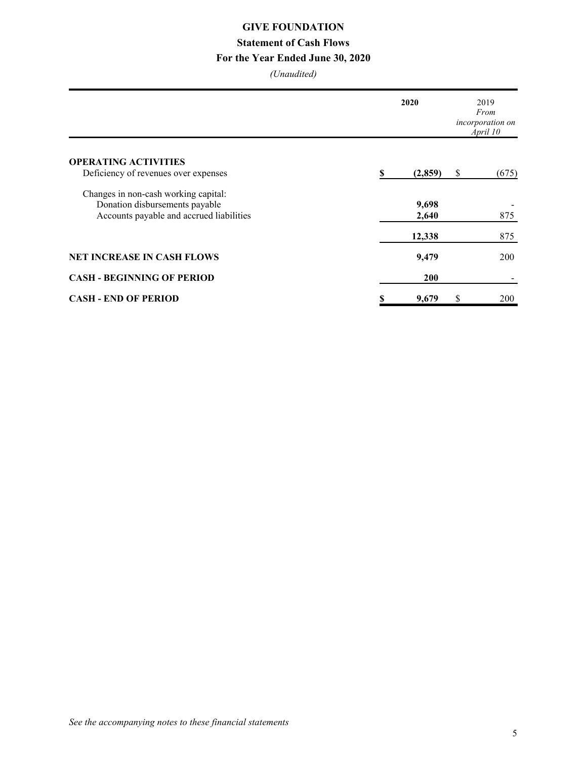# GIVE FOUNDATION

## Statement of Cash Flows

## For the Year Ended June 30, 2020

*(Unaudited)*

| | 2020 | 2019 *From incorporation on April 10* |
|---|---|---|
| **OPERATING ACTIVITIES** | | |
| Deficiency of revenues over expenses | **$ (2,859)** | $ (675) |
| Changes in non-cash working capital: | | |
| Donation disbursements payable | **9,698** | - |
| Accounts payable and accrued liabilities | **2,640** | 875 |
| | **12,338** | 875 |
| **NET INCREASE IN CASH FLOWS** | **9,479** | 200 |
| **CASH - BEGINNING OF PERIOD** | **200** | - |
| **CASH - END OF PERIOD** | **$ 9,679** | $ 200 |

*See the accompanying notes to these financial statements*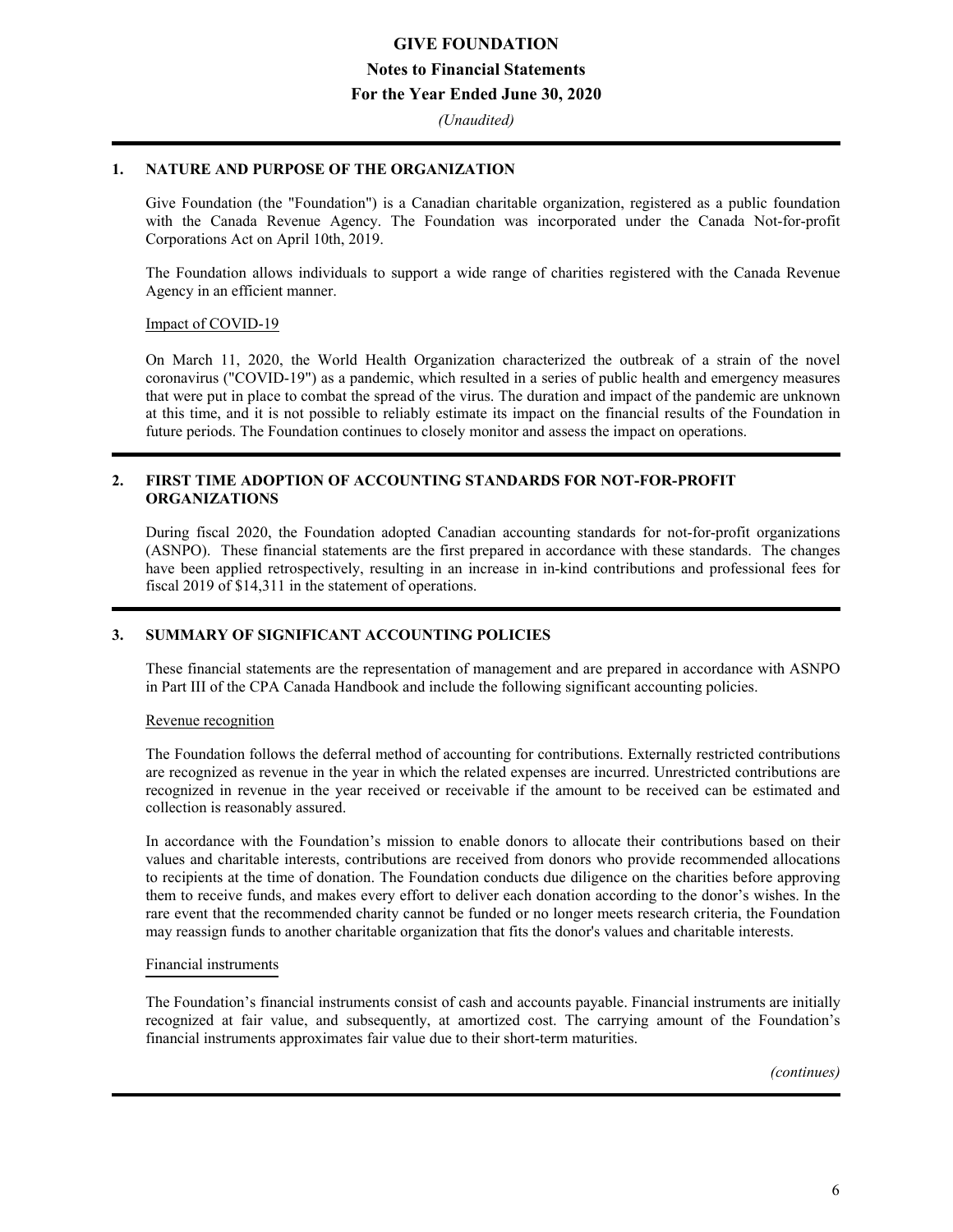# GIVE FOUNDATION

## Notes to Financial Statements

## For the Year Ended June 30, 2020

*(Unaudited)*

### 1. NATURE AND PURPOSE OF THE ORGANIZATION

Give Foundation (the "Foundation") is a Canadian charitable organization, registered as a public foundation with the Canada Revenue Agency. The Foundation was incorporated under the Canada Not-for-profit Corporations Act on April 10th, 2019.

The Foundation allows individuals to support a wide range of charities registered with the Canada Revenue Agency in an efficient manner.

Impact of COVID-19

On March 11, 2020, the World Health Organization characterized the outbreak of a strain of the novel coronavirus ("COVID-19") as a pandemic, which resulted in a series of public health and emergency measures that were put in place to combat the spread of the virus. The duration and impact of the pandemic are unknown at this time, and it is not possible to reliably estimate its impact on the financial results of the Foundation in future periods. The Foundation continues to closely monitor and assess the impact on operations.

### 2. FIRST TIME ADOPTION OF ACCOUNTING STANDARDS FOR NOT-FOR-PROFIT ORGANIZATIONS

During fiscal 2020, the Foundation adopted Canadian accounting standards for not-for-profit organizations (ASNPO). These financial statements are the first prepared in accordance with these standards. The changes have been applied retrospectively, resulting in an increase in in-kind contributions and professional fees for fiscal 2019 of $14,311 in the statement of operations.

### 3. SUMMARY OF SIGNIFICANT ACCOUNTING POLICIES

These financial statements are the representation of management and are prepared in accordance with ASNPO in Part III of the CPA Canada Handbook and include the following significant accounting policies.

Revenue recognition

The Foundation follows the deferral method of accounting for contributions. Externally restricted contributions are recognized as revenue in the year in which the related expenses are incurred. Unrestricted contributions are recognized in revenue in the year received or receivable if the amount to be received can be estimated and collection is reasonably assured.

In accordance with the Foundation's mission to enable donors to allocate their contributions based on their values and charitable interests, contributions are received from donors who provide recommended allocations to recipients at the time of donation. The Foundation conducts due diligence on the charities before approving them to receive funds, and makes every effort to deliver each donation according to the donor's wishes. In the rare event that the recommended charity cannot be funded or no longer meets research criteria, the Foundation may reassign funds to another charitable organization that fits the donor's values and charitable interests.

Financial instruments

The Foundation's financial instruments consist of cash and accounts payable. Financial instruments are initially recognized at fair value, and subsequently, at amortized cost. The carrying amount of the Foundation's financial instruments approximates fair value due to their short-term maturities.

*(continues)*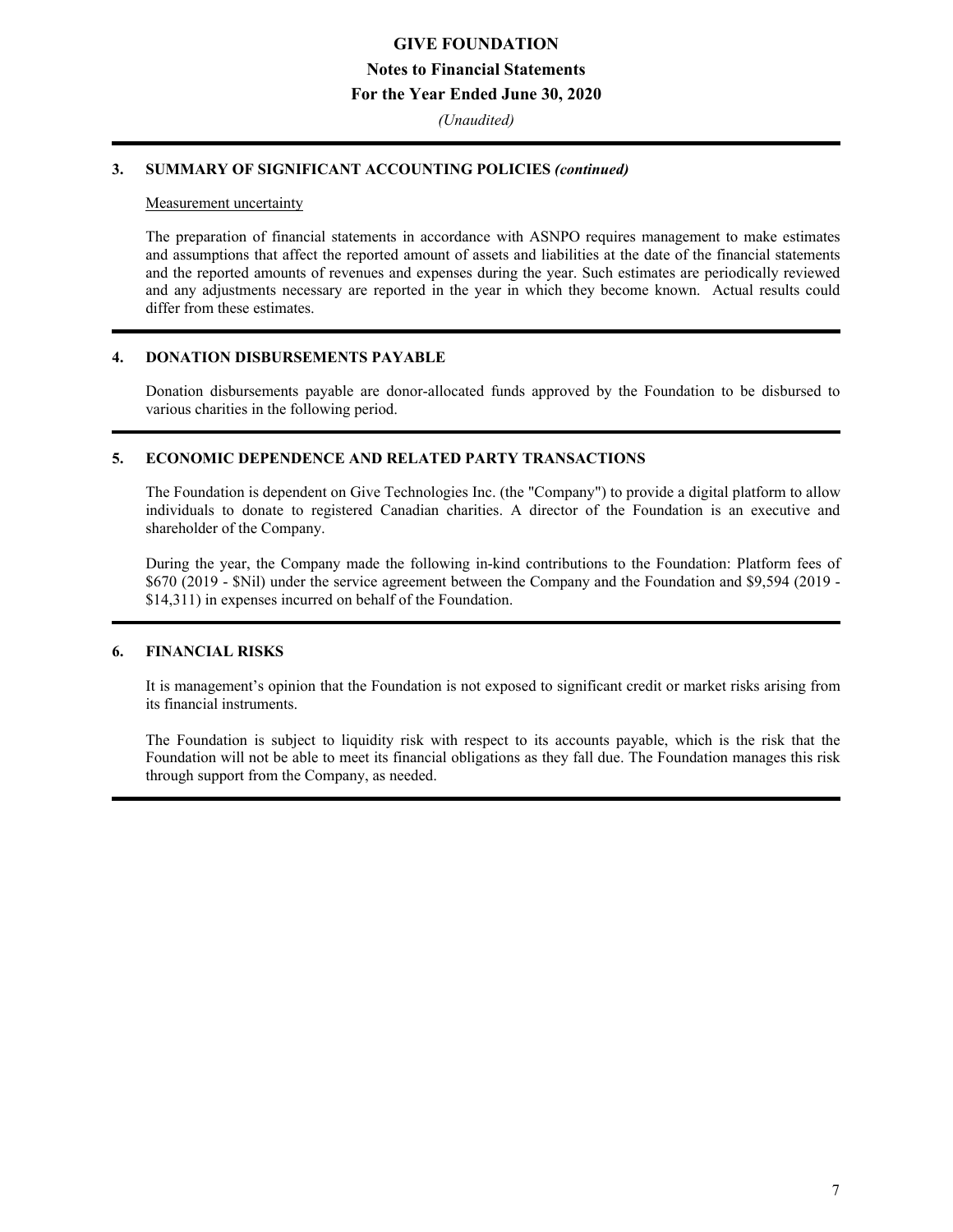# GIVE FOUNDATION

## Notes to Financial Statements

## For the Year Ended June 30, 2020

*(Unaudited)*

### 3. SUMMARY OF SIGNIFICANT ACCOUNTING POLICIES *(continued)*

Measurement uncertainty

The preparation of financial statements in accordance with ASNPO requires management to make estimates and assumptions that affect the reported amount of assets and liabilities at the date of the financial statements and the reported amounts of revenues and expenses during the year. Such estimates are periodically reviewed and any adjustments necessary are reported in the year in which they become known. Actual results could differ from these estimates.

### 4. DONATION DISBURSEMENTS PAYABLE

Donation disbursements payable are donor-allocated funds approved by the Foundation to be disbursed to various charities in the following period.

### 5. ECONOMIC DEPENDENCE AND RELATED PARTY TRANSACTIONS

The Foundation is dependent on Give Technologies Inc. (the "Company") to provide a digital platform to allow individuals to donate to registered Canadian charities. A director of the Foundation is an executive and shareholder of the Company.

During the year, the Company made the following in-kind contributions to the Foundation: Platform fees of $670 (2019 - $Nil) under the service agreement between the Company and the Foundation and $9,594 (2019 - $14,311) in expenses incurred on behalf of the Foundation.

### 6. FINANCIAL RISKS

It is management's opinion that the Foundation is not exposed to significant credit or market risks arising from its financial instruments.

The Foundation is subject to liquidity risk with respect to its accounts payable, which is the risk that the Foundation will not be able to meet its financial obligations as they fall due. The Foundation manages this risk through support from the Company, as needed.